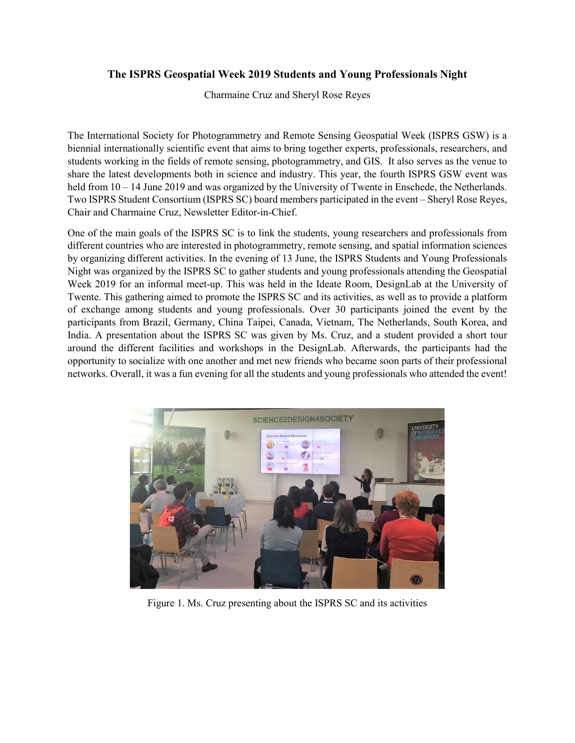# The ISPRS Geospatial Week 2019 Students and Young Professionals Night

Charmaine Cruz and Sheryl Rose Reyes

The International Society for Photogrammetry and Remote Sensing Geospatial Week (ISPRS GSW) is a biennial internationally scientific event that aims to bring together experts, professionals, researchers, and students working in the fields of remote sensing, photogrammetry, and GIS. It also serves as the venue to share the latest developments both in science and industry. This year, the fourth ISPRS GSW event was held from 10 – 14 June 2019 and was organized by the University of Twente in Enschede, the Netherlands. Two ISPRS Student Consortium (ISPRS SC) board members participated in the event – Sheryl Rose Reyes, Chair and Charmaine Cruz, Newsletter Editor-in-Chief.

One of the main goals of the ISPRS SC is to link the students, young researchers and professionals from different countries who are interested in photogrammetry, remote sensing, and spatial information sciences by organizing different activities. In the evening of 13 June, the ISPRS Students and Young Professionals Night was organized by the ISPRS SC to gather students and young professionals attending the Geospatial Week 2019 for an informal meet-up. This was held in the Ideate Room, DesignLab at the University of Twente. This gathering aimed to promote the ISPRS SC and its activities, as well as to provide a platform of exchange among students and young professionals. Over 30 participants joined the event by the participants from Brazil, Germany, China Taipei, Canada, Vietnam, The Netherlands, South Korea, and India. A presentation about the ISPRS SC was given by Ms. Cruz, and a student provided a short tour around the different facilities and workshops in the DesignLab. Afterwards, the participants had the opportunity to socialize with one another and met new friends who became soon parts of their professional networks. Overall, it was a fun evening for all the students and young professionals who attended the event!

Figure 1. Ms. Cruz presenting about the ISPRS SC and its activities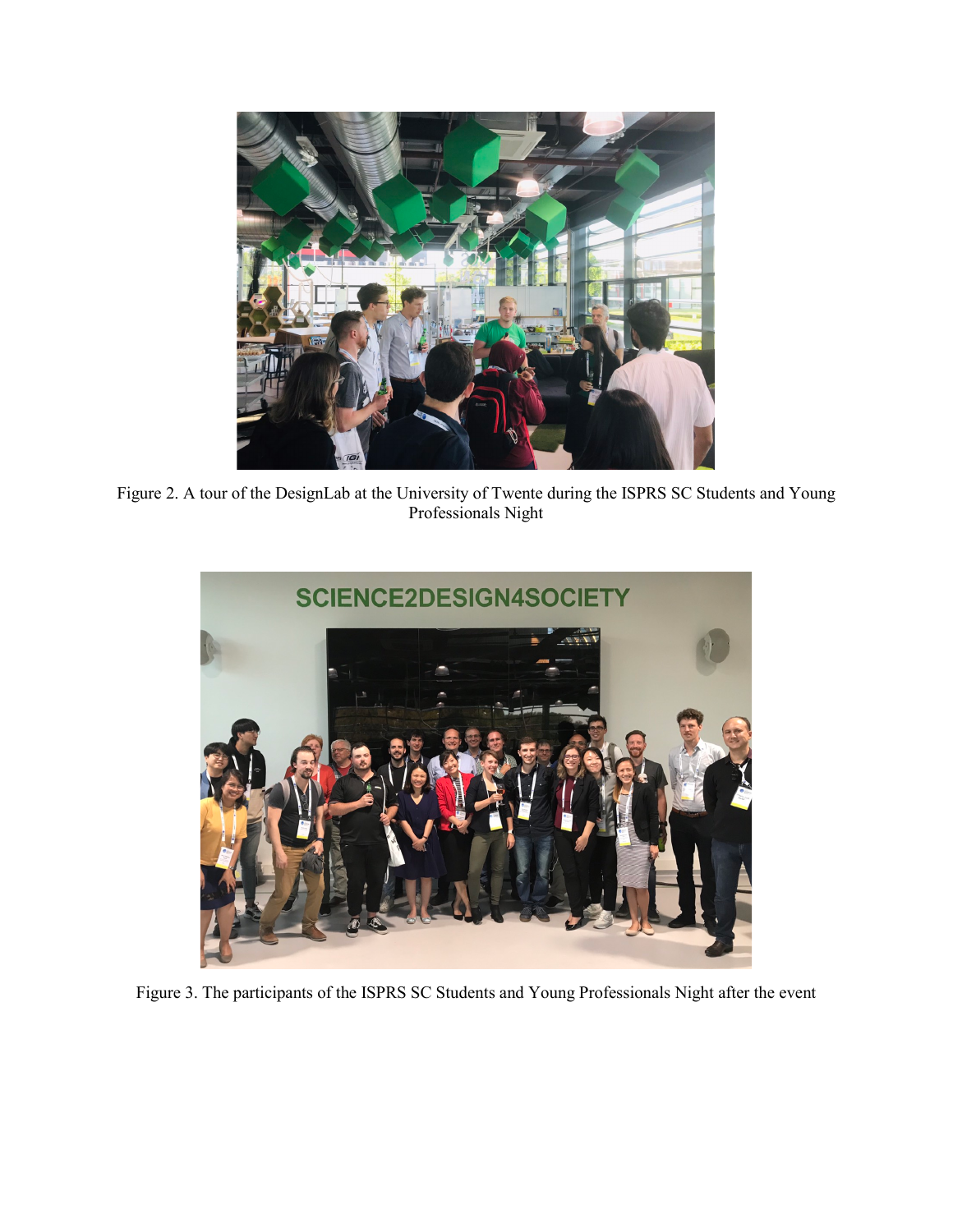Figure 2. A tour of the DesignLab at the University of Twente during the ISPRS SC Students and Young Professionals Night

Figure 3. The participants of the ISPRS SC Students and Young Professionals Night after the event